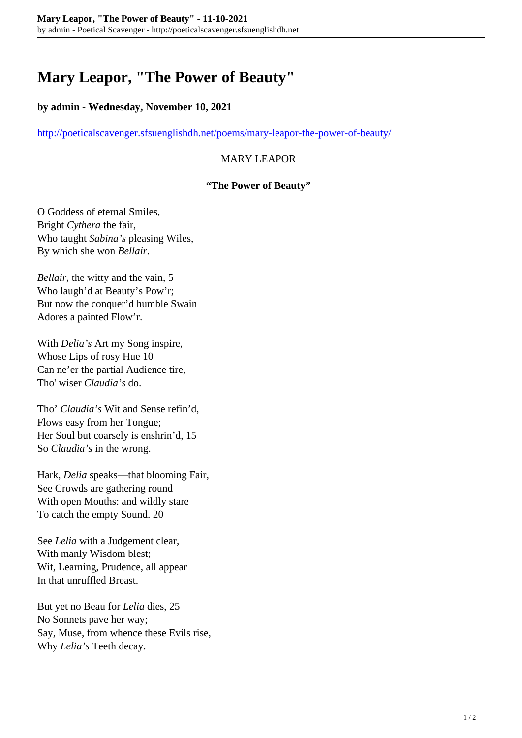# Mary Leapor, "The Power of Beauty"

**by admin - Wednesday, November 10, 2021**

http://poeticalscavenger.sfsuenglishdh.net/poems/mary-leapor-the-power-of-beauty/

MARY LEAPOR

**"The Power of Beauty"**

O Goddess of eternal Smiles,
Bright *Cythera* the fair,
Who taught *Sabina's* pleasing Wiles,
By which she won *Bellair*.

*Bellair*, the witty and the vain, 5
Who laugh'd at Beauty's Pow'r;
But now the conquer'd humble Swain
Adores a painted Flow'r.

With *Delia's* Art my Song inspire,
Whose Lips of rosy Hue 10
Can ne'er the partial Audience tire,
Tho' wiser *Claudia's* do.

Tho' *Claudia's* Wit and Sense refin'd,
Flows easy from her Tongue;
Her Soul but coarsely is enshrin'd, 15
So *Claudia's* in the wrong.

Hark, *Delia* speaks—that blooming Fair,
See Crowds are gathering round
With open Mouths: and wildly stare
To catch the empty Sound. 20

See *Lelia* with a Judgement clear,
With manly Wisdom blest;
Wit, Learning, Prudence, all appear
In that unruffled Breast.

But yet no Beau for *Lelia* dies, 25
No Sonnets pave her way;
Say, Muse, from whence these Evils rise,
Why *Lelia's* Teeth decay.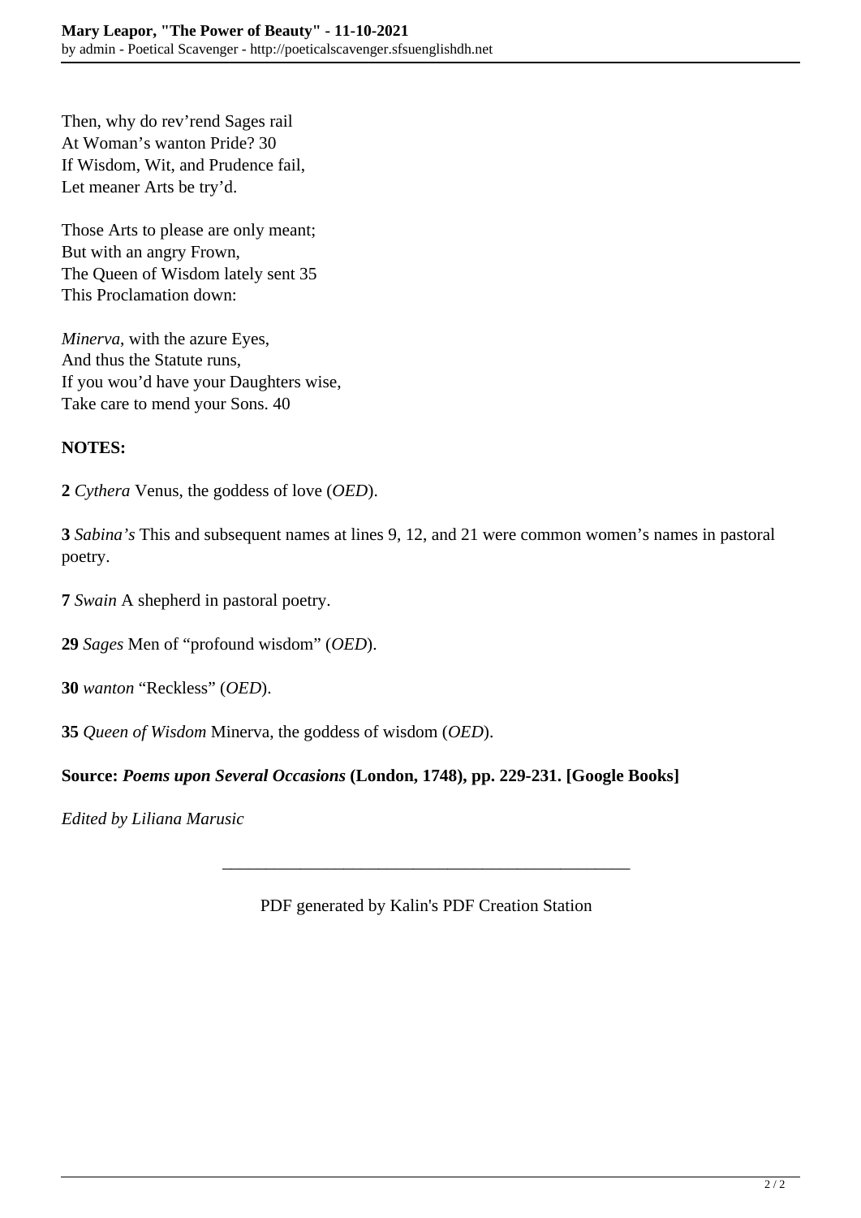Then, why do rev'rend Sages rail
At Woman's wanton Pride? 30
If Wisdom, Wit, and Prudence fail,
Let meaner Arts be try'd.

Those Arts to please are only meant;
But with an angry Frown,
The Queen of Wisdom lately sent 35
This Proclamation down:

*Minerva*, with the azure Eyes,
And thus the Statute runs,
If you wou'd have your Daughters wise,
Take care to mend your Sons. 40

**NOTES:**

**2** *Cythera* Venus, the goddess of love (*OED*).

**3** *Sabina's* This and subsequent names at lines 9, 12, and 21 were common women's names in pastoral poetry.

**7** *Swain* A shepherd in pastoral poetry.

**29** *Sages* Men of "profound wisdom" (*OED*).

**30** *wanton* "Reckless" (*OED*).

**35** *Queen of Wisdom* Minerva, the goddess of wisdom (*OED*).

**Source: *Poems upon Several Occasions* (London, 1748), pp. 229-231. [Google Books]**

*Edited by Liliana Marusic*

---

PDF generated by Kalin's PDF Creation Station